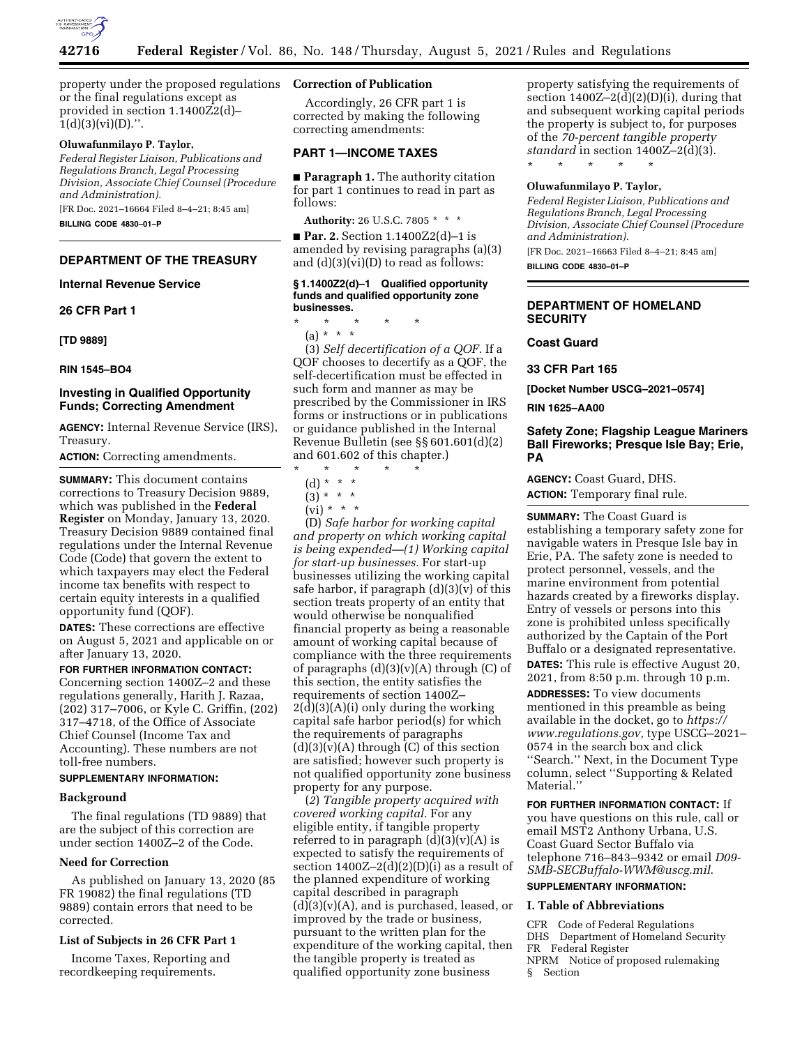property under the proposed regulations or the final regulations except as provided in section 1.1400Z2(d)–1(d)(3)(vi)(D).''.

**Oluwafunmilayo P. Taylor,**

*Federal Register Liaison, Publications and Regulations Branch, Legal Processing Division, Associate Chief Counsel (Procedure and Administration).*

[FR Doc. 2021–16664 Filed 8–4–21; 8:45 am]

**BILLING CODE 4830–01–P**

---

## DEPARTMENT OF THE TREASURY

### Internal Revenue Service

### 26 CFR Part 1

**[TD 9889]**

**RIN 1545–BO4**

### Investing in Qualified Opportunity Funds; Correcting Amendment

**AGENCY:** Internal Revenue Service (IRS), Treasury.

**ACTION:** Correcting amendments.

**SUMMARY:** This document contains corrections to Treasury Decision 9889, which was published in the **Federal Register** on Monday, January 13, 2020. Treasury Decision 9889 contained final regulations under the Internal Revenue Code (Code) that govern the extent to which taxpayers may elect the Federal income tax benefits with respect to certain equity interests in a qualified opportunity fund (QOF).

**DATES:** These corrections are effective on August 5, 2021 and applicable on or after January 13, 2020.

**FOR FURTHER INFORMATION CONTACT:** Concerning section 1400Z–2 and these regulations generally, Harith J. Razaa, (202) 317–7006, or Kyle C. Griffin, (202) 317–4718, of the Office of Associate Chief Counsel (Income Tax and Accounting). These numbers are not toll-free numbers.

**SUPPLEMENTARY INFORMATION:**

#### Background

The final regulations (TD 9889) that are the subject of this correction are under section 1400Z–2 of the Code.

#### Need for Correction

As published on January 13, 2020 (85 FR 19082) the final regulations (TD 9889) contain errors that need to be corrected.

#### List of Subjects in 26 CFR Part 1

Income Taxes, Reporting and recordkeeping requirements.

#### Correction of Publication

Accordingly, 26 CFR part 1 is corrected by making the following correcting amendments:

### PART 1—INCOME TAXES

■ **Paragraph 1.** The authority citation for part 1 continues to read in part as follows:

**Authority:** 26 U.S.C. 7805 * * *

■ **Par. 2.** Section 1.1400Z2(d)–1 is amended by revising paragraphs (a)(3) and (d)(3)(vi)(D) to read as follows:

**§ 1.1400Z2(d)–1 Qualified opportunity funds and qualified opportunity zone businesses.**

\* \* \* \* \*

(a) * * *

(3) *Self decertification of a QOF.* If a QOF chooses to decertify as a QOF, the self-decertification must be effected in such form and manner as may be prescribed by the Commissioner in IRS forms or instructions or in publications or guidance published in the Internal Revenue Bulletin (see §§ 601.601(d)(2) and 601.602 of this chapter.)

\* \* \* \* \*

(d) * * *

(3) * * *

(vi) * * *

(D) *Safe harbor for working capital and property on which working capital is being expended—(1) Working capital for start-up businesses.* For start-up businesses utilizing the working capital safe harbor, if paragraph (d)(3)(v) of this section treats property of an entity that would otherwise be nonqualified financial property as being a reasonable amount of working capital because of compliance with the three requirements of paragraphs (d)(3)(v)(A) through (C) of this section, the entity satisfies the requirements of section 1400Z–2(d)(3)(A)(i) only during the working capital safe harbor period(s) for which the requirements of paragraphs (d)(3)(v)(A) through (C) of this section are satisfied; however such property is not qualified opportunity zone business property for any purpose.

(*2*) *Tangible property acquired with covered working capital.* For any eligible entity, if tangible property referred to in paragraph (d)(3)(v)(A) is expected to satisfy the requirements of section 1400Z–2(d)(2)(D)(i) as a result of the planned expenditure of working capital described in paragraph (d)(3)(v)(A), and is purchased, leased, or improved by the trade or business, pursuant to the written plan for the expenditure of the working capital, then the tangible property is treated as qualified opportunity zone business property satisfying the requirements of section 1400Z–2(d)(2)(D)(i), during that and subsequent working capital periods the property is subject to, for purposes of the *70-percent tangible property standard* in section 1400Z–2(d)(3).

\* \* \* \* \*

**Oluwafunmilayo P. Taylor,**

*Federal Register Liaison, Publications and Regulations Branch, Legal Processing Division, Associate Chief Counsel (Procedure and Administration).*

[FR Doc. 2021–16663 Filed 8–4–21; 8:45 am]

**BILLING CODE 4830–01–P**

---

## DEPARTMENT OF HOMELAND SECURITY

### Coast Guard

### 33 CFR Part 165

**[Docket Number USCG–2021–0574]**

**RIN 1625–AA00**

### Safety Zone; Flagship League Mariners Ball Fireworks; Presque Isle Bay; Erie, PA

**AGENCY:** Coast Guard, DHS.

**ACTION:** Temporary final rule.

**SUMMARY:** The Coast Guard is establishing a temporary safety zone for navigable waters in Presque Isle bay in Erie, PA. The safety zone is needed to protect personnel, vessels, and the marine environment from potential hazards created by a fireworks display. Entry of vessels or persons into this zone is prohibited unless specifically authorized by the Captain of the Port Buffalo or a designated representative.

**DATES:** This rule is effective August 20, 2021, from 8:50 p.m. through 10 p.m.

**ADDRESSES:** To view documents mentioned in this preamble as being available in the docket, go to *https://www.regulations.gov,* type USCG–2021–0574 in the search box and click ''Search.'' Next, in the Document Type column, select ''Supporting & Related Material.''

**FOR FURTHER INFORMATION CONTACT:** If you have questions on this rule, call or email MST2 Anthony Urbana, U.S. Coast Guard Sector Buffalo via telephone 716–843–9342 or email *D09-SMB-SECBuffalo-WWM@uscg.mil*.

**SUPPLEMENTARY INFORMATION:**

#### I. Table of Abbreviations

CFR Code of Federal Regulations  
DHS Department of Homeland Security  
FR Federal Register  
NPRM Notice of proposed rulemaking  
§ Section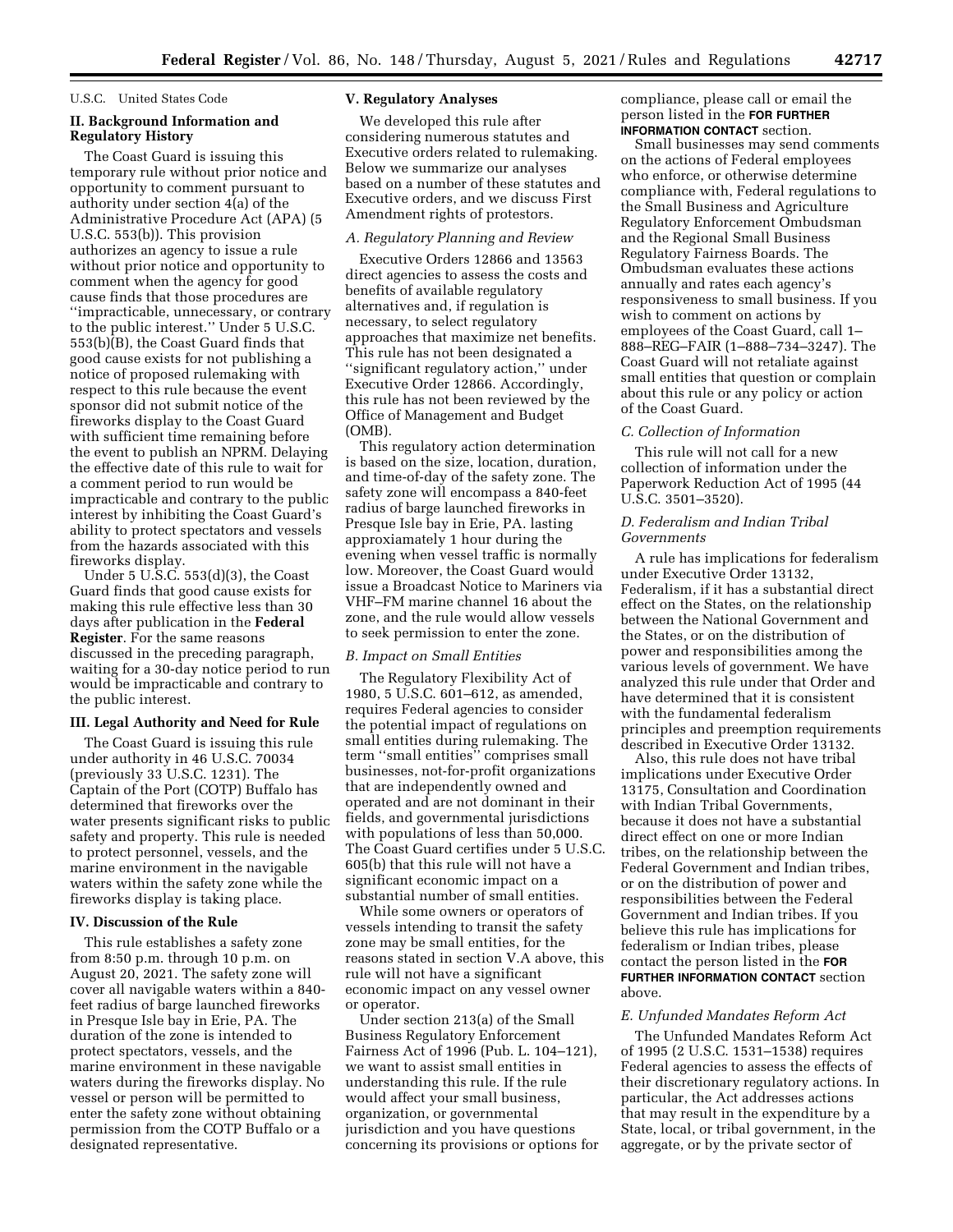U.S.C. United States Code

## II. Background Information and Regulatory History

The Coast Guard is issuing this temporary rule without prior notice and opportunity to comment pursuant to authority under section 4(a) of the Administrative Procedure Act (APA) (5 U.S.C. 553(b)). This provision authorizes an agency to issue a rule without prior notice and opportunity to comment when the agency for good cause finds that those procedures are ''impracticable, unnecessary, or contrary to the public interest.'' Under 5 U.S.C. 553(b)(B), the Coast Guard finds that good cause exists for not publishing a notice of proposed rulemaking with respect to this rule because the event sponsor did not submit notice of the fireworks display to the Coast Guard with sufficient time remaining before the event to publish an NPRM. Delaying the effective date of this rule to wait for a comment period to run would be impracticable and contrary to the public interest by inhibiting the Coast Guard's ability to protect spectators and vessels from the hazards associated with this fireworks display.

Under 5 U.S.C. 553(d)(3), the Coast Guard finds that good cause exists for making this rule effective less than 30 days after publication in the **Federal Register**. For the same reasons discussed in the preceding paragraph, waiting for a 30-day notice period to run would be impracticable and contrary to the public interest.

## III. Legal Authority and Need for Rule

The Coast Guard is issuing this rule under authority in 46 U.S.C. 70034 (previously 33 U.S.C. 1231). The Captain of the Port (COTP) Buffalo has determined that fireworks over the water presents significant risks to public safety and property. This rule is needed to protect personnel, vessels, and the marine environment in the navigable waters within the safety zone while the fireworks display is taking place.

## IV. Discussion of the Rule

This rule establishes a safety zone from 8:50 p.m. through 10 p.m. on August 20, 2021. The safety zone will cover all navigable waters within a 840-feet radius of barge launched fireworks in Presque Isle bay in Erie, PA. The duration of the zone is intended to protect spectators, vessels, and the marine environment in these navigable waters during the fireworks display. No vessel or person will be permitted to enter the safety zone without obtaining permission from the COTP Buffalo or a designated representative.

## V. Regulatory Analyses

We developed this rule after considering numerous statutes and Executive orders related to rulemaking. Below we summarize our analyses based on a number of these statutes and Executive orders, and we discuss First Amendment rights of protestors.

### *A. Regulatory Planning and Review*

Executive Orders 12866 and 13563 direct agencies to assess the costs and benefits of available regulatory alternatives and, if regulation is necessary, to select regulatory approaches that maximize net benefits. This rule has not been designated a ''significant regulatory action,'' under Executive Order 12866. Accordingly, this rule has not been reviewed by the Office of Management and Budget (OMB).

This regulatory action determination is based on the size, location, duration, and time-of-day of the safety zone. The safety zone will encompass a 840-feet radius of barge launched fireworks in Presque Isle bay in Erie, PA. lasting approxiamately 1 hour during the evening when vessel traffic is normally low. Moreover, the Coast Guard would issue a Broadcast Notice to Mariners via VHF–FM marine channel 16 about the zone, and the rule would allow vessels to seek permission to enter the zone.

### *B. Impact on Small Entities*

The Regulatory Flexibility Act of 1980, 5 U.S.C. 601–612, as amended, requires Federal agencies to consider the potential impact of regulations on small entities during rulemaking. The term ''small entities'' comprises small businesses, not-for-profit organizations that are independently owned and operated and are not dominant in their fields, and governmental jurisdictions with populations of less than 50,000. The Coast Guard certifies under 5 U.S.C. 605(b) that this rule will not have a significant economic impact on a substantial number of small entities.

While some owners or operators of vessels intending to transit the safety zone may be small entities, for the reasons stated in section V.A above, this rule will not have a significant economic impact on any vessel owner or operator.

Under section 213(a) of the Small Business Regulatory Enforcement Fairness Act of 1996 (Pub. L. 104–121), we want to assist small entities in understanding this rule. If the rule would affect your small business, organization, or governmental jurisdiction and you have questions concerning its provisions or options for compliance, please call or email the person listed in the **FOR FURTHER INFORMATION CONTACT** section.

Small businesses may send comments on the actions of Federal employees who enforce, or otherwise determine compliance with, Federal regulations to the Small Business and Agriculture Regulatory Enforcement Ombudsman and the Regional Small Business Regulatory Fairness Boards. The Ombudsman evaluates these actions annually and rates each agency's responsiveness to small business. If you wish to comment on actions by employees of the Coast Guard, call 1–888–REG–FAIR (1–888–734–3247). The Coast Guard will not retaliate against small entities that question or complain about this rule or any policy or action of the Coast Guard.

### *C. Collection of Information*

This rule will not call for a new collection of information under the Paperwork Reduction Act of 1995 (44 U.S.C. 3501–3520).

### *D. Federalism and Indian Tribal Governments*

A rule has implications for federalism under Executive Order 13132, Federalism, if it has a substantial direct effect on the States, on the relationship between the National Government and the States, or on the distribution of power and responsibilities among the various levels of government. We have analyzed this rule under that Order and have determined that it is consistent with the fundamental federalism principles and preemption requirements described in Executive Order 13132.

Also, this rule does not have tribal implications under Executive Order 13175, Consultation and Coordination with Indian Tribal Governments, because it does not have a substantial direct effect on one or more Indian tribes, on the relationship between the Federal Government and Indian tribes, or on the distribution of power and responsibilities between the Federal Government and Indian tribes. If you believe this rule has implications for federalism or Indian tribes, please contact the person listed in the **FOR FURTHER INFORMATION CONTACT** section above.

### *E. Unfunded Mandates Reform Act*

The Unfunded Mandates Reform Act of 1995 (2 U.S.C. 1531–1538) requires Federal agencies to assess the effects of their discretionary regulatory actions. In particular, the Act addresses actions that may result in the expenditure by a State, local, or tribal government, in the aggregate, or by the private sector of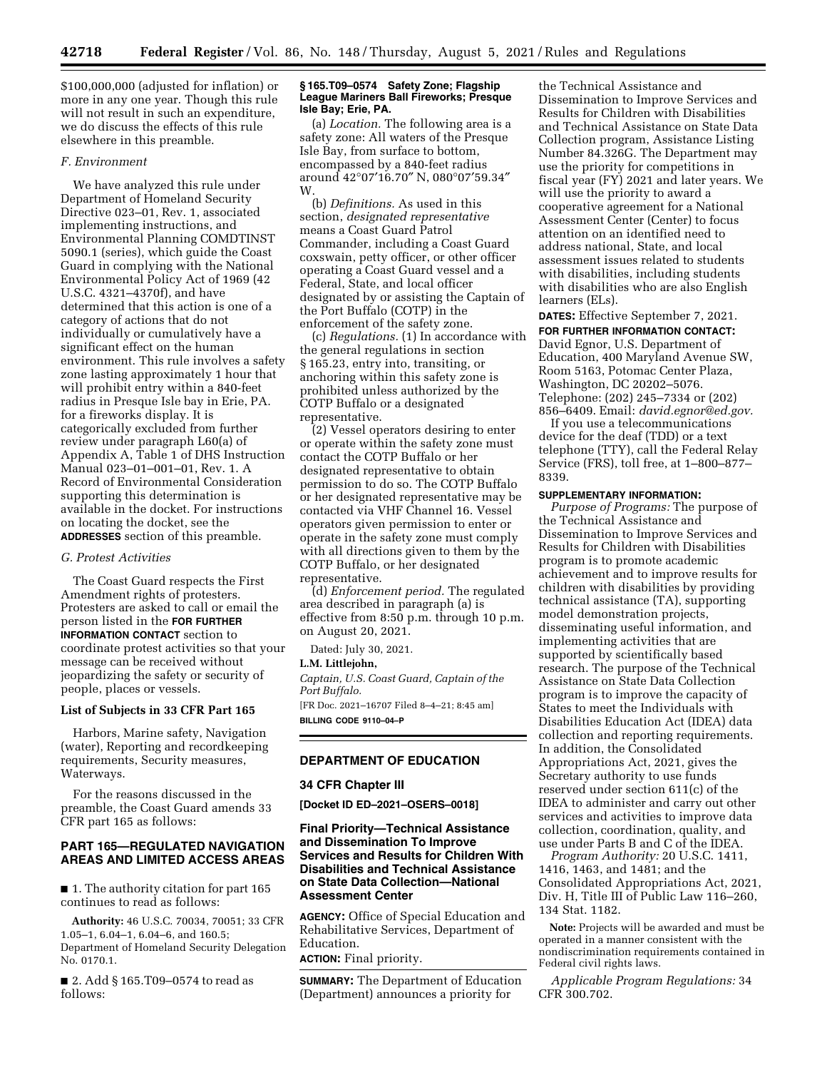$100,000,000 (adjusted for inflation) or more in any one year. Though this rule will not result in such an expenditure, we do discuss the effects of this rule elsewhere in this preamble.

### F. Environment

We have analyzed this rule under Department of Homeland Security Directive 023–01, Rev. 1, associated implementing instructions, and Environmental Planning COMDTINST 5090.1 (series), which guide the Coast Guard in complying with the National Environmental Policy Act of 1969 (42 U.S.C. 4321–4370f), and have determined that this action is one of a category of actions that do not individually or cumulatively have a significant effect on the human environment. This rule involves a safety zone lasting approximately 1 hour that will prohibit entry within a 840-feet radius in Presque Isle bay in Erie, PA. for a fireworks display. It is categorically excluded from further review under paragraph L60(a) of Appendix A, Table 1 of DHS Instruction Manual 023–01–001–01, Rev. 1. A Record of Environmental Consideration supporting this determination is available in the docket. For instructions on locating the docket, see the **ADDRESSES** section of this preamble.

### G. Protest Activities

The Coast Guard respects the First Amendment rights of protesters. Protesters are asked to call or email the person listed in the **FOR FURTHER INFORMATION CONTACT** section to coordinate protest activities so that your message can be received without jeopardizing the safety or security of people, places or vessels.

#### List of Subjects in 33 CFR Part 165

Harbors, Marine safety, Navigation (water), Reporting and recordkeeping requirements, Security measures, Waterways.

For the reasons discussed in the preamble, the Coast Guard amends 33 CFR part 165 as follows:

## PART 165—REGULATED NAVIGATION AREAS AND LIMITED ACCESS AREAS

■ 1. The authority citation for part 165 continues to read as follows:

**Authority:** 46 U.S.C. 70034, 70051; 33 CFR 1.05–1, 6.04–1, 6.04–6, and 160.5; Department of Homeland Security Delegation No. 0170.1.

■ 2. Add § 165.T09–0574 to read as follows:

#### § 165.T09–0574 Safety Zone; Flagship League Mariners Ball Fireworks; Presque Isle Bay; Erie, PA.

(a) *Location.* The following area is a safety zone: All waters of the Presque Isle Bay, from surface to bottom, encompassed by a 840-feet radius around 42°07′16.70″ N, 080°07′59.34″ W.

(b) *Definitions.* As used in this section, *designated representative* means a Coast Guard Patrol Commander, including a Coast Guard coxswain, petty officer, or other officer operating a Coast Guard vessel and a Federal, State, and local officer designated by or assisting the Captain of the Port Buffalo (COTP) in the enforcement of the safety zone.

(c) *Regulations.* (1) In accordance with the general regulations in section § 165.23, entry into, transiting, or anchoring within this safety zone is prohibited unless authorized by the COTP Buffalo or a designated representative.

(2) Vessel operators desiring to enter or operate within the safety zone must contact the COTP Buffalo or her designated representative to obtain permission to do so. The COTP Buffalo or her designated representative may be contacted via VHF Channel 16. Vessel operators given permission to enter or operate in the safety zone must comply with all directions given to them by the COTP Buffalo, or her designated representative.

(d) *Enforcement period.* The regulated area described in paragraph (a) is effective from 8:50 p.m. through 10 p.m. on August 20, 2021.

Dated: July 30, 2021.

**L.M. Littlejohn,**

*Captain, U.S. Coast Guard, Captain of the Port Buffalo.*

[FR Doc. 2021–16707 Filed 8–4–21; 8:45 am]

**BILLING CODE 9110–04–P**

## DEPARTMENT OF EDUCATION

### 34 CFR Chapter III

**[Docket ID ED–2021–OSERS–0018]**

## Final Priority—Technical Assistance and Dissemination To Improve Services and Results for Children With Disabilities and Technical Assistance on State Data Collection—National Assessment Center

**AGENCY:** Office of Special Education and Rehabilitative Services, Department of Education.

**ACTION:** Final priority.

**SUMMARY:** The Department of Education (Department) announces a priority for the Technical Assistance and Dissemination to Improve Services and Results for Children with Disabilities and Technical Assistance on State Data Collection program, Assistance Listing Number 84.326G. The Department may use the priority for competitions in fiscal year (FY) 2021 and later years. We will use the priority to award a cooperative agreement for a National Assessment Center (Center) to focus attention on an identified need to address national, State, and local assessment issues related to students with disabilities, including students with disabilities who are also English learners (ELs).

**DATES:** Effective September 7, 2021.

**FOR FURTHER INFORMATION CONTACT:** David Egnor, U.S. Department of Education, 400 Maryland Avenue SW, Room 5163, Potomac Center Plaza, Washington, DC 20202–5076. Telephone: (202) 245–7334 or (202) 856–6409. Email: *david.egnor@ed.gov.*

If you use a telecommunications device for the deaf (TDD) or a text telephone (TTY), call the Federal Relay Service (FRS), toll free, at 1–800–877–8339.

**SUPPLEMENTARY INFORMATION:**

*Purpose of Programs:* The purpose of the Technical Assistance and Dissemination to Improve Services and Results for Children with Disabilities program is to promote academic achievement and to improve results for children with disabilities by providing technical assistance (TA), supporting model demonstration projects, disseminating useful information, and implementing activities that are supported by scientifically based research. The purpose of the Technical Assistance on State Data Collection program is to improve the capacity of States to meet the Individuals with Disabilities Education Act (IDEA) data collection and reporting requirements. In addition, the Consolidated Appropriations Act, 2021, gives the Secretary authority to use funds reserved under section 611(c) of the IDEA to administer and carry out other services and activities to improve data collection, coordination, quality, and use under Parts B and C of the IDEA.

*Program Authority:* 20 U.S.C. 1411, 1416, 1463, and 1481; and the Consolidated Appropriations Act, 2021, Div. H, Title III of Public Law 116–260, 134 Stat. 1182.

**Note:** Projects will be awarded and must be operated in a manner consistent with the nondiscrimination requirements contained in Federal civil rights laws.

*Applicable Program Regulations:* 34 CFR 300.702.